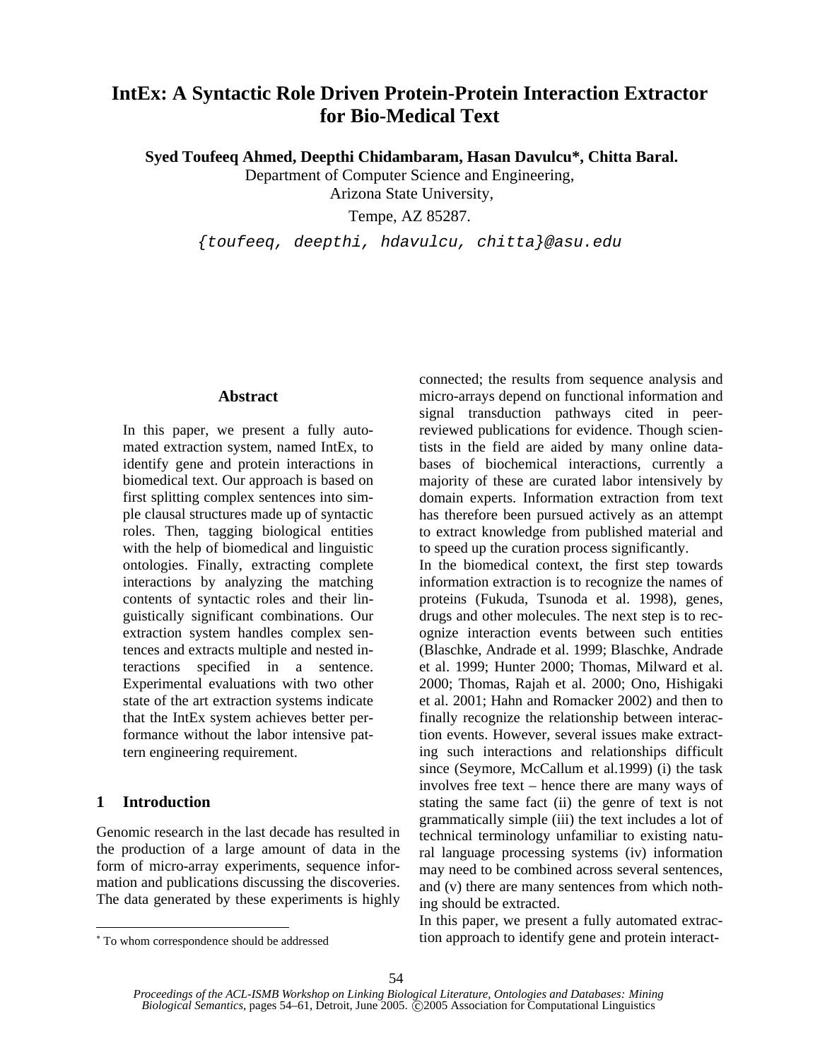# IntEx: A Syntactic Role Driven Protein-Protein Interaction Extractor for Bio-Medical Text

**Syed Toufeeq Ahmed, Deepthi Chidambaram, Hasan Davulcu*, Chitta Baral.**

Department of Computer Science and Engineering,
Arizona State University,
Tempe, AZ 85287.

{toufeeq, deepthi, hdavulcu, chitta}@asu.edu

## Abstract

In this paper, we present a fully automated extraction system, named IntEx, to identify gene and protein interactions in biomedical text. Our approach is based on first splitting complex sentences into simple clausal structures made up of syntactic roles. Then, tagging biological entities with the help of biomedical and linguistic ontologies. Finally, extracting complete interactions by analyzing the matching contents of syntactic roles and their linguistically significant combinations. Our extraction system handles complex sentences and extracts multiple and nested interactions specified in a sentence. Experimental evaluations with two other state of the art extraction systems indicate that the IntEx system achieves better performance without the labor intensive pattern engineering requirement.

## 1 Introduction

Genomic research in the last decade has resulted in the production of a large amount of data in the form of micro-array experiments, sequence information and publications discussing the discoveries. The data generated by these experiments is highly connected; the results from sequence analysis and micro-arrays depend on functional information and signal transduction pathways cited in peer-reviewed publications for evidence. Though scientists in the field are aided by many online databases of biochemical interactions, currently a majority of these are curated labor intensively by domain experts. Information extraction from text has therefore been pursued actively as an attempt to extract knowledge from published material and to speed up the curation process significantly.

In the biomedical context, the first step towards information extraction is to recognize the names of proteins (Fukuda, Tsunoda et al. 1998), genes, drugs and other molecules. The next step is to recognize interaction events between such entities (Blaschke, Andrade et al. 1999; Blaschke, Andrade et al. 1999; Hunter 2000; Thomas, Milward et al. 2000; Thomas, Rajah et al. 2000; Ono, Hishigaki et al. 2001; Hahn and Romacker 2002) and then to finally recognize the relationship between interaction events. However, several issues make extracting such interactions and relationships difficult since (Seymore, McCallum et al.1999) (i) the task involves free text – hence there are many ways of stating the same fact (ii) the genre of text is not grammatically simple (iii) the text includes a lot of technical terminology unfamiliar to existing natural language processing systems (iv) information may need to be combined across several sentences, and (v) there are many sentences from which nothing should be extracted.

In this paper, we present a fully automated extraction approach to identify gene and protein interact-

* To whom correspondence should be addressed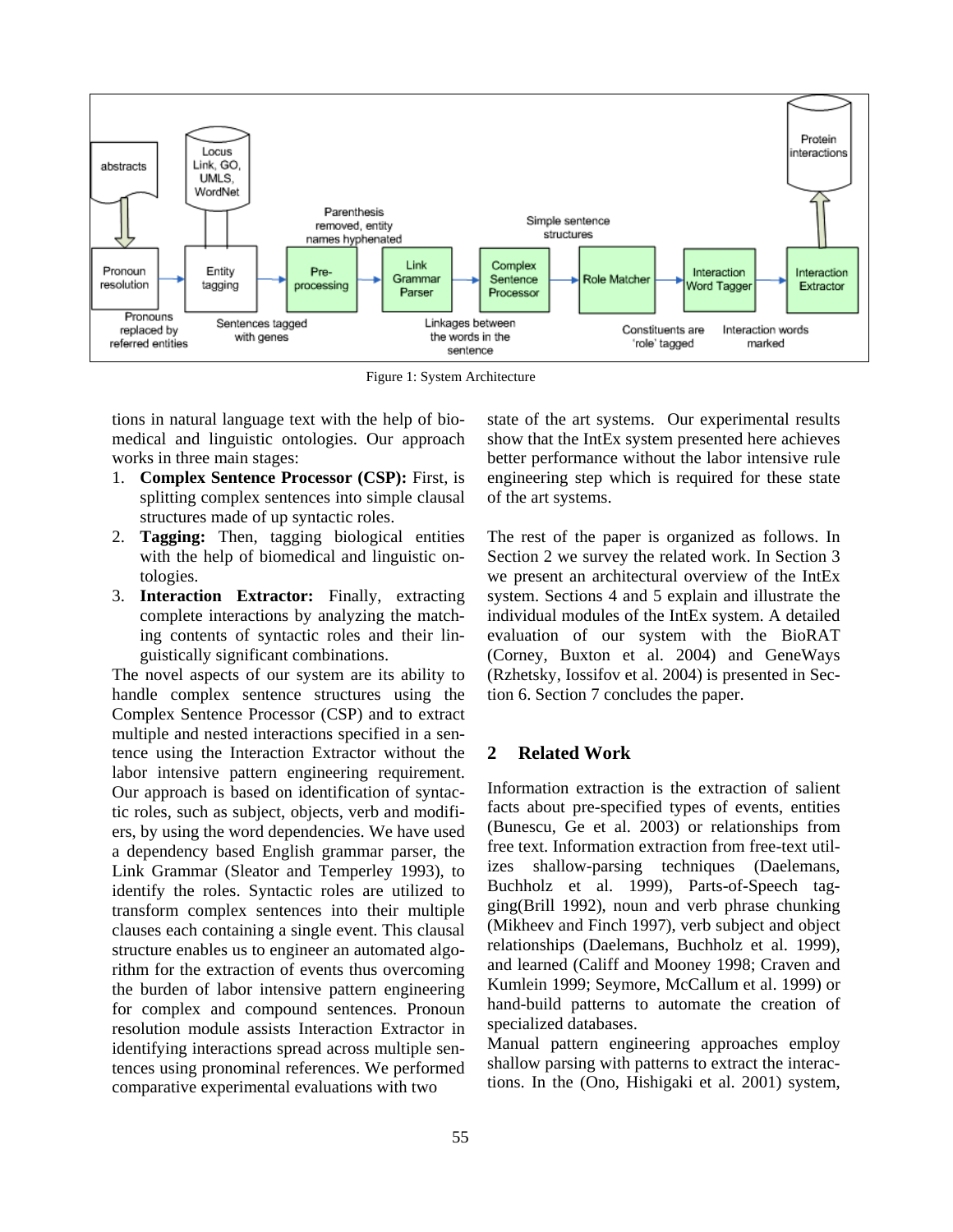Figure 1: System Architecture

tions in natural language text with the help of biomedical and linguistic ontologies. Our approach works in three main stages:

1. **Complex Sentence Processor (CSP):** First, is splitting complex sentences into simple clausal structures made of up syntactic roles.
2. **Tagging:** Then, tagging biological entities with the help of biomedical and linguistic ontologies.
3. **Interaction Extractor:** Finally, extracting complete interactions by analyzing the matching contents of syntactic roles and their linguistically significant combinations.

The novel aspects of our system are its ability to handle complex sentence structures using the Complex Sentence Processor (CSP) and to extract multiple and nested interactions specified in a sentence using the Interaction Extractor without the labor intensive pattern engineering requirement. Our approach is based on identification of syntactic roles, such as subject, objects, verb and modifiers, by using the word dependencies. We have used a dependency based English grammar parser, the Link Grammar (Sleator and Temperley 1993), to identify the roles. Syntactic roles are utilized to transform complex sentences into their multiple clauses each containing a single event. This clausal structure enables us to engineer an automated algorithm for the extraction of events thus overcoming the burden of labor intensive pattern engineering for complex and compound sentences. Pronoun resolution module assists Interaction Extractor in identifying interactions spread across multiple sentences using pronominal references. We performed comparative experimental evaluations with two state of the art systems. Our experimental results show that the IntEx system presented here achieves better performance without the labor intensive rule engineering step which is required for these state of the art systems.

The rest of the paper is organized as follows. In Section 2 we survey the related work. In Section 3 we present an architectural overview of the IntEx system. Sections 4 and 5 explain and illustrate the individual modules of the IntEx system. A detailed evaluation of our system with the BioRAT (Corney, Buxton et al. 2004) and GeneWays (Rzhetsky, Iossifov et al. 2004) is presented in Section 6. Section 7 concludes the paper.

## 2 Related Work

Information extraction is the extraction of salient facts about pre-specified types of events, entities (Bunescu, Ge et al. 2003) or relationships from free text. Information extraction from free-text utilizes shallow-parsing techniques (Daelemans, Buchholz et al. 1999), Parts-of-Speech tagging(Brill 1992), noun and verb phrase chunking (Mikheev and Finch 1997), verb subject and object relationships (Daelemans, Buchholz et al. 1999), and learned (Califf and Mooney 1998; Craven and Kumlein 1999; Seymore, McCallum et al. 1999) or hand-build patterns to automate the creation of specialized databases.

Manual pattern engineering approaches employ shallow parsing with patterns to extract the interactions. In the (Ono, Hishigaki et al. 2001) system,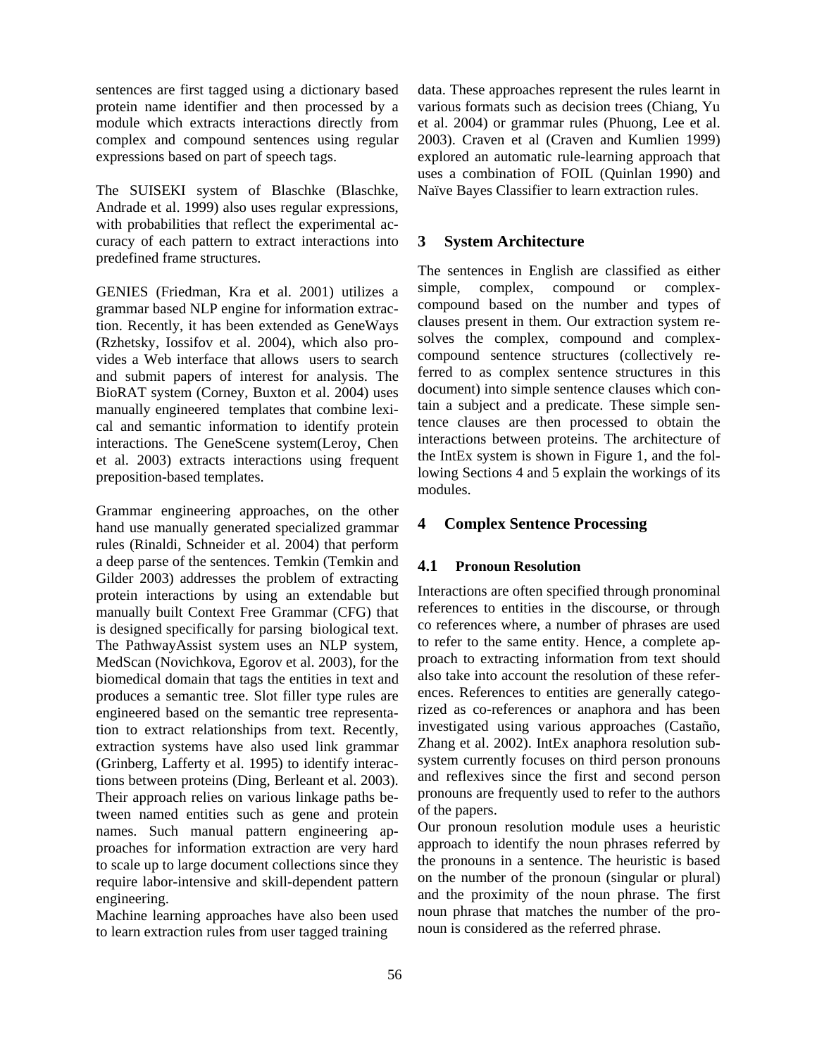sentences are first tagged using a dictionary based protein name identifier and then processed by a module which extracts interactions directly from complex and compound sentences using regular expressions based on part of speech tags.

The SUISEKI system of Blaschke (Blaschke, Andrade et al. 1999) also uses regular expressions, with probabilities that reflect the experimental accuracy of each pattern to extract interactions into predefined frame structures.

GENIES (Friedman, Kra et al. 2001) utilizes a grammar based NLP engine for information extraction. Recently, it has been extended as GeneWays (Rzhetsky, Iossifov et al. 2004), which also provides a Web interface that allows users to search and submit papers of interest for analysis. The BioRAT system (Corney, Buxton et al. 2004) uses manually engineered templates that combine lexical and semantic information to identify protein interactions. The GeneScene system(Leroy, Chen et al. 2003) extracts interactions using frequent preposition-based templates.

Grammar engineering approaches, on the other hand use manually generated specialized grammar rules (Rinaldi, Schneider et al. 2004) that perform a deep parse of the sentences. Temkin (Temkin and Gilder 2003) addresses the problem of extracting protein interactions by using an extendable but manually built Context Free Grammar (CFG) that is designed specifically for parsing biological text. The PathwayAssist system uses an NLP system, MedScan (Novichkova, Egorov et al. 2003), for the biomedical domain that tags the entities in text and produces a semantic tree. Slot filler type rules are engineered based on the semantic tree representation to extract relationships from text. Recently, extraction systems have also used link grammar (Grinberg, Lafferty et al. 1995) to identify interactions between proteins (Ding, Berleant et al. 2003). Their approach relies on various linkage paths between named entities such as gene and protein names. Such manual pattern engineering approaches for information extraction are very hard to scale up to large document collections since they require labor-intensive and skill-dependent pattern engineering.

Machine learning approaches have also been used to learn extraction rules from user tagged training data. These approaches represent the rules learnt in various formats such as decision trees (Chiang, Yu et al. 2004) or grammar rules (Phuong, Lee et al. 2003). Craven et al (Craven and Kumlien 1999) explored an automatic rule-learning approach that uses a combination of FOIL (Quinlan 1990) and Naïve Bayes Classifier to learn extraction rules.

## 3 System Architecture

The sentences in English are classified as either simple, complex, compound or complex-compound based on the number and types of clauses present in them. Our extraction system resolves the complex, compound and complex-compound sentence structures (collectively referred to as complex sentence structures in this document) into simple sentence clauses which contain a subject and a predicate. These simple sentence clauses are then processed to obtain the interactions between proteins. The architecture of the IntEx system is shown in Figure 1, and the following Sections 4 and 5 explain the workings of its modules.

## 4 Complex Sentence Processing

### 4.1 Pronoun Resolution

Interactions are often specified through pronominal references to entities in the discourse, or through co references where, a number of phrases are used to refer to the same entity. Hence, a complete approach to extracting information from text should also take into account the resolution of these references. References to entities are generally categorized as co-references or anaphora and has been investigated using various approaches (Castaño, Zhang et al. 2002). IntEx anaphora resolution subsystem currently focuses on third person pronouns and reflexives since the first and second person pronouns are frequently used to refer to the authors of the papers.

Our pronoun resolution module uses a heuristic approach to identify the noun phrases referred by the pronouns in a sentence. The heuristic is based on the number of the pronoun (singular or plural) and the proximity of the noun phrase. The first noun phrase that matches the number of the pronoun is considered as the referred phrase.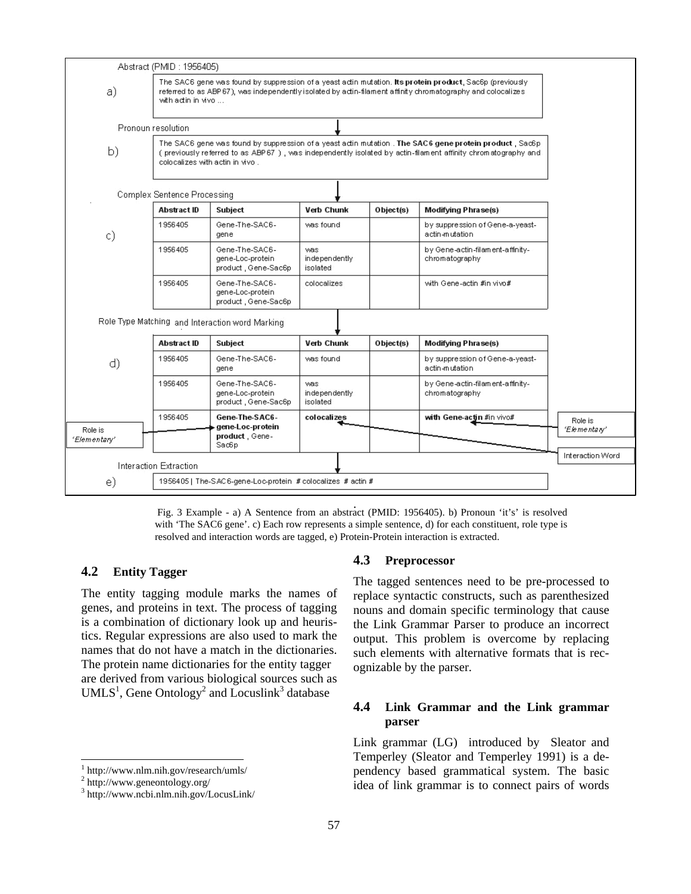Abstract (PMID : 1956405)

a) The SAC6 gene was found by suppression of a yeast actin mutation. **Its protein product**, Sac6p (previously referred to as ABP67), was independently isolated by actin-filament affinity chromatography and colocalizes with actin in vivo ...

Pronoun resolution

b) The SAC6 gene was found by suppression of a yeast actin mutation . **The SAC6 gene protein product** , Sac6p ( previously referred to as ABP67 ) , was independently isolated by actin-filament affinity chromatography and colocalizes with actin in vivo .

Complex Sentence Processing

c)

| Abstract ID | Subject | Verb Chunk | Object(s) | Modifying Phrase(s) |
|---|---|---|---|---|
| 1956405 | Gene-The-SAC6-gene | was found | | by suppression of Gene-a-yeast-actin-mutation |
| 1956405 | Gene-The-SAC6-gene-Loc-protein product , Gene-Sac6p | was independently isolated | | by Gene-actin-filament-affinity-chromatography |
| 1956405 | Gene-The-SAC6-gene-Loc-protein product , Gene-Sac6p | colocalizes | | with Gene-actin #in vivo# |

Role Type Matching and Interaction word Marking

d)

| Abstract ID | Subject | Verb Chunk | Object(s) | Modifying Phrase(s) |
|---|---|---|---|---|
| 1956405 | Gene-The-SAC6-gene | was found | | by suppression of Gene-a-yeast-actin-mutation |
| 1956405 | Gene-The-SAC6-gene-Loc-protein product , Gene-Sac6p | was independently isolated | | by Gene-actin-filament-affinity-chromatography |
| 1956405 | **Gene-The-SAC6-gene-Loc-protein product** , Gene-Sac6p | **colocalizes** | | **with Gene-actin** #in vivo# |

Role is 'Elementary' — Role is 'Elementary' — Interaction Word

Interaction Extraction

e) 1956405 | The-SAC6-gene-Loc-protein # colocalizes # actin #

Fig. 3 Example - a) A Sentence from an abstract (PMID: 1956405). b) Pronoun 'it's' is resolved with 'The SAC6 gene'. c) Each row represents a simple sentence, d) for each constituent, role type is resolved and interaction words are tagged, e) Protein-Protein interaction is extracted.

### 4.2 Entity Tagger

The entity tagging module marks the names of genes, and proteins in text. The process of tagging is a combination of dictionary look up and heuristics. Regular expressions are also used to mark the names that do not have a match in the dictionaries. The protein name dictionaries for the entity tagger are derived from various biological sources such as UMLS[1], Gene Ontology[2] and Locuslink[3] database

[1] http://www.nlm.nih.gov/research/umls/

[2] http://www.geneontology.org/

[3] http://www.ncbi.nlm.nih.gov/LocusLink/

### 4.3 Preprocessor

The tagged sentences need to be pre-processed to replace syntactic constructs, such as parenthesized nouns and domain specific terminology that cause the Link Grammar Parser to produce an incorrect output. This problem is overcome by replacing such elements with alternative formats that is recognizable by the parser.

### 4.4 Link Grammar and the Link grammar parser

Link grammar (LG) introduced by Sleator and Temperley (Sleator and Temperley 1991) is a dependency based grammatical system. The basic idea of link grammar is to connect pairs of words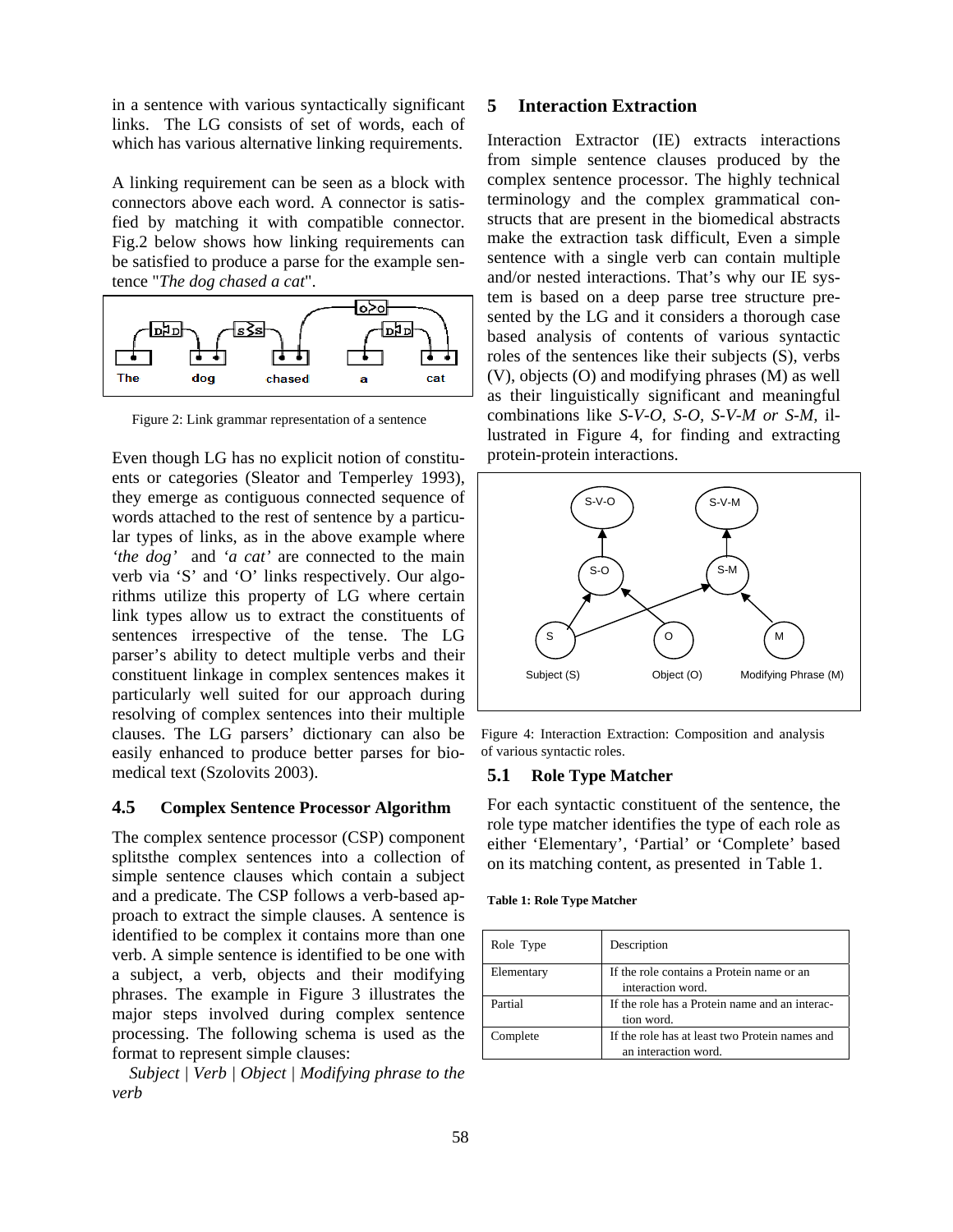in a sentence with various syntactically significant links. The LG consists of set of words, each of which has various alternative linking requirements.

A linking requirement can be seen as a block with connectors above each word. A connector is satisfied by matching it with compatible connector. Fig.2 below shows how linking requirements can be satisfied to produce a parse for the example sentence "*The dog chased a cat*".

Figure 2: Link grammar representation of a sentence

Even though LG has no explicit notion of constituents or categories (Sleator and Temperley 1993), they emerge as contiguous connected sequence of words attached to the rest of sentence by a particular types of links, as in the above example where *'the dog'* and *'a cat'* are connected to the main verb via 'S' and 'O' links respectively. Our algorithms utilize this property of LG where certain link types allow us to extract the constituents of sentences irrespective of the tense. The LG parser's ability to detect multiple verbs and their constituent linkage in complex sentences makes it particularly well suited for our approach during resolving of complex sentences into their multiple clauses. The LG parsers' dictionary can also be easily enhanced to produce better parses for biomedical text (Szolovits 2003).

### 4.5 Complex Sentence Processor Algorithm

The complex sentence processor (CSP) component splitsthe complex sentences into a collection of simple sentence clauses which contain a subject and a predicate. The CSP follows a verb-based approach to extract the simple clauses. A sentence is identified to be complex it contains more than one verb. A simple sentence is identified to be one with a subject, a verb, objects and their modifying phrases. The example in Figure 3 illustrates the major steps involved during complex sentence processing. The following schema is used as the format to represent simple clauses:

*Subject | Verb | Object | Modifying phrase to the verb*

## 5 Interaction Extraction

Interaction Extractor (IE) extracts interactions from simple sentence clauses produced by the complex sentence processor. The highly technical terminology and the complex grammatical constructs that are present in the biomedical abstracts make the extraction task difficult, Even a simple sentence with a single verb can contain multiple and/or nested interactions. That's why our IE system is based on a deep parse tree structure presented by the LG and it considers a thorough case based analysis of contents of various syntactic roles of the sentences like their subjects (S), verbs (V), objects (O) and modifying phrases (M) as well as their linguistically significant and meaningful combinations like *S-V-O, S-O, S-V-M or S-M*, illustrated in Figure 4, for finding and extracting protein-protein interactions.

Figure 4: Interaction Extraction: Composition and analysis of various syntactic roles.

### 5.1 Role Type Matcher

For each syntactic constituent of the sentence, the role type matcher identifies the type of each role as either 'Elementary', 'Partial' or 'Complete' based on its matching content, as presented in Table 1.

**Table 1: Role Type Matcher**

| Role Type | Description |
|---|---|
| Elementary | If the role contains a Protein name or an interaction word. |
| Partial | If the role has a Protein name and an interaction word. |
| Complete | If the role has at least two Protein names and an interaction word. |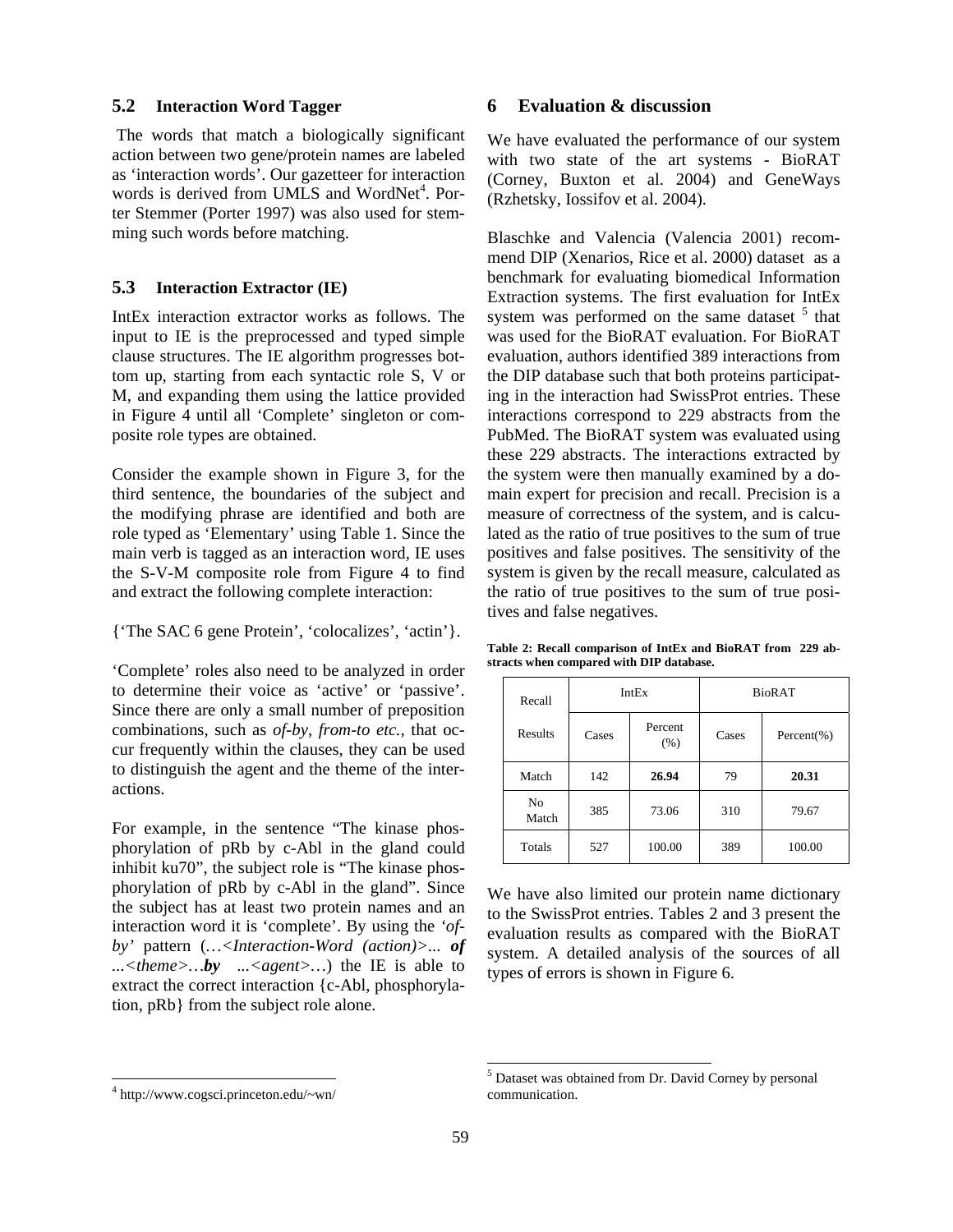### 5.2 Interaction Word Tagger

The words that match a biologically significant action between two gene/protein names are labeled as 'interaction words'. Our gazetteer for interaction words is derived from UMLS and WordNet[4]. Porter Stemmer (Porter 1997) was also used for stemming such words before matching.

### 5.3 Interaction Extractor (IE)

IntEx interaction extractor works as follows. The input to IE is the preprocessed and typed simple clause structures. The IE algorithm progresses bottom up, starting from each syntactic role S, V or M, and expanding them using the lattice provided in Figure 4 until all 'Complete' singleton or composite role types are obtained.

Consider the example shown in Figure 3, for the third sentence, the boundaries of the subject and the modifying phrase are identified and both are role typed as 'Elementary' using Table 1. Since the main verb is tagged as an interaction word, IE uses the S-V-M composite role from Figure 4 to find and extract the following complete interaction:

{'The SAC 6 gene Protein', 'colocalizes', 'actin'}.

'Complete' roles also need to be analyzed in order to determine their voice as 'active' or 'passive'. Since there are only a small number of preposition combinations, such as *of-by, from-to etc.*, that occur frequently within the clauses, they can be used to distinguish the agent and the theme of the interactions.

For example, in the sentence "The kinase phosphorylation of pRb by c-Abl in the gland could inhibit ku70", the subject role is "The kinase phosphorylation of pRb by c-Abl in the gland". Since the subject has at least two protein names and an interaction word it is 'complete'. By using the *'of-by'* pattern (*…<Interaction-Word (action)>… **of** …<theme>…**by** …<agent>…*) the IE is able to extract the correct interaction {c-Abl, phosphorylation, pRb} from the subject role alone.

[4] http://www.cogsci.princeton.edu/~wn/

## 6 Evaluation & discussion

We have evaluated the performance of our system with two state of the art systems - BioRAT (Corney, Buxton et al. 2004) and GeneWays (Rzhetsky, Iossifov et al. 2004).

Blaschke and Valencia (Valencia 2001) recommend DIP (Xenarios, Rice et al. 2000) dataset as a benchmark for evaluating biomedical Information Extraction systems. The first evaluation for IntEx system was performed on the same dataset [5] that was used for the BioRAT evaluation. For BioRAT evaluation, authors identified 389 interactions from the DIP database such that both proteins participating in the interaction had SwissProt entries. These interactions correspond to 229 abstracts from the PubMed. The BioRAT system was evaluated using these 229 abstracts. The interactions extracted by the system were then manually examined by a domain expert for precision and recall. Precision is a measure of correctness of the system, and is calculated as the ratio of true positives to the sum of true positives and false positives. The sensitivity of the system is given by the recall measure, calculated as the ratio of true positives to the sum of true positives and false negatives.

**Table 2: Recall comparison of IntEx and BioRAT from 229 abstracts when compared with DIP database.**

| Recall | IntEx | | BioRAT | |
|---|---|---|---|---|
| Results | Cases | Percent (%) | Cases | Percent(%) |
| Match | 142 | **26.94** | 79 | **20.31** |
| No Match | 385 | 73.06 | 310 | 79.67 |
| Totals | 527 | 100.00 | 389 | 100.00 |

We have also limited our protein name dictionary to the SwissProt entries. Tables 2 and 3 present the evaluation results as compared with the BioRAT system. A detailed analysis of the sources of all types of errors is shown in Figure 6.

[5] Dataset was obtained from Dr. David Corney by personal communication.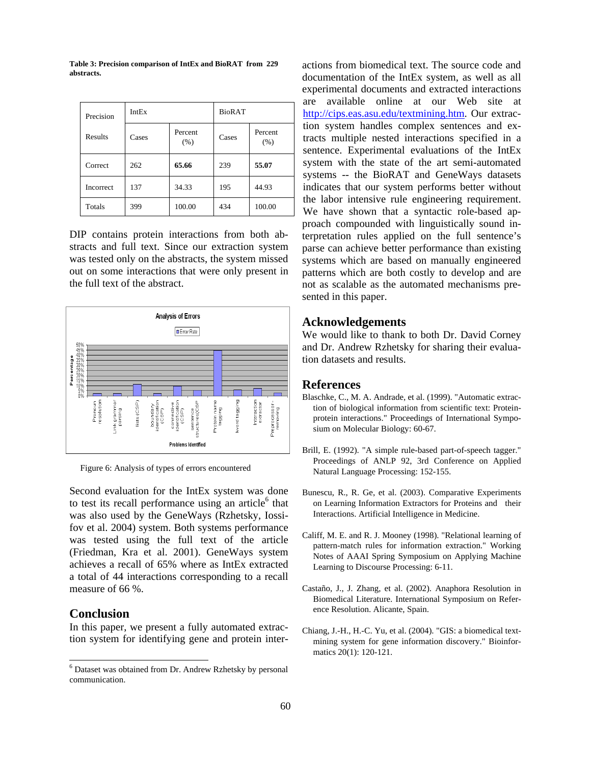**Table 3: Precision comparison of IntEx and BioRAT from 229 abstracts.**

| Precision Results | IntEx | | BioRAT | |
|---|---|---|---|---|
| | Cases | Percent (%) | Cases | Percent (%) |
| Correct | 262 | **65.66** | 239 | **55.07** |
| Incorrect | 137 | 34.33 | 195 | 44.93 |
| Totals | 399 | 100.00 | 434 | 100.00 |

DIP contains protein interactions from both abstracts and full text. Since our extraction system was tested only on the abstracts, the system missed out on some interactions that were only present in the full text of the abstract.

Figure 6: Analysis of types of errors encountered

Second evaluation for the IntEx system was done to test its recall performance using an article[6] that was also used by the GeneWays (Rzhetsky, Iossifov et al. 2004) system. Both systems performance was tested using the full text of the article (Friedman, Kra et al. 2001). GeneWays system achieves a recall of 65% where as IntEx extracted a total of 44 interactions corresponding to a recall measure of 66 %.

## Conclusion

In this paper, we present a fully automated extraction system for identifying gene and protein interactions from biomedical text. The source code and documentation of the IntEx system, as well as all experimental documents and extracted interactions are available online at our Web site at http://cips.eas.asu.edu/textmining.htm. Our extraction system handles complex sentences and extracts multiple nested interactions specified in a sentence. Experimental evaluations of the IntEx system with the state of the art semi-automated systems -- the BioRAT and GeneWays datasets indicates that our system performs better without the labor intensive rule engineering requirement. We have shown that a syntactic role-based approach compounded with linguistically sound interpretation rules applied on the full sentence's parse can achieve better performance than existing systems which are based on manually engineered patterns which are both costly to develop and are not as scalable as the automated mechanisms presented in this paper.

## Acknowledgements

We would like to thank to both Dr. David Corney and Dr. Andrew Rzhetsky for sharing their evaluation datasets and results.

## References

Blaschke, C., M. A. Andrade, et al. (1999). "Automatic extraction of biological information from scientific text: Protein-protein interactions." Proceedings of International Symposium on Molecular Biology: 60-67.

Brill, E. (1992). "A simple rule-based part-of-speech tagger." Proceedings of ANLP 92, 3rd Conference on Applied Natural Language Processing: 152-155.

Bunescu, R., R. Ge, et al. (2003). Comparative Experiments on Learning Information Extractors for Proteins and their Interactions. Artificial Intelligence in Medicine.

Califf, M. E. and R. J. Mooney (1998). "Relational learning of pattern-match rules for information extraction." Working Notes of AAAI Spring Symposium on Applying Machine Learning to Discourse Processing: 6-11.

Castaño, J., J. Zhang, et al. (2002). Anaphora Resolution in Biomedical Literature. International Symposium on Reference Resolution. Alicante, Spain.

Chiang, J.-H., H.-C. Yu, et al. (2004). "GIS: a biomedical text-mining system for gene information discovery." Bioinformatics 20(1): 120-121.

[6] Dataset was obtained from Dr. Andrew Rzhetsky by personal communication.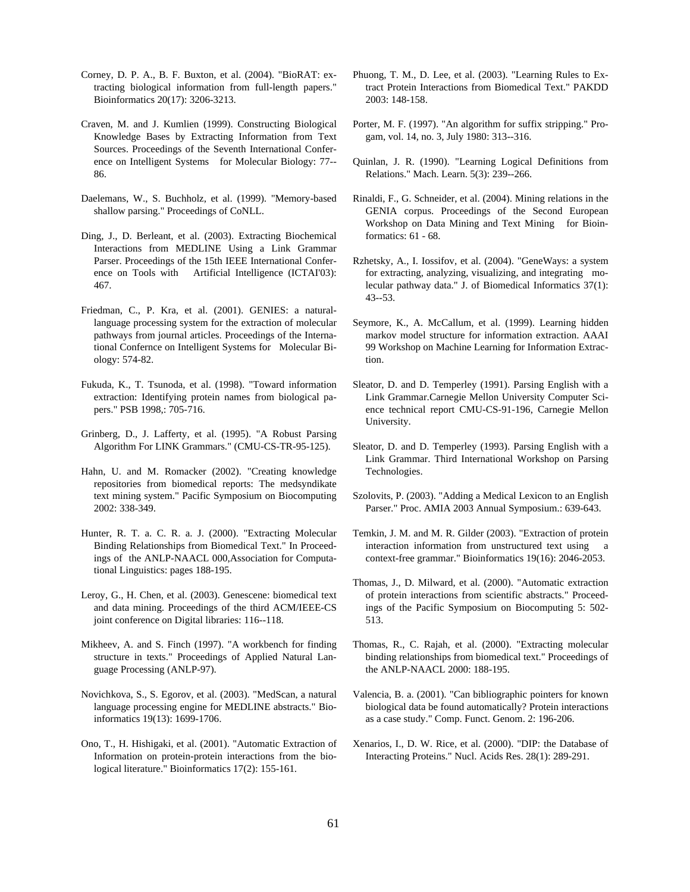Corney, D. P. A., B. F. Buxton, et al. (2004). "BioRAT: extracting biological information from full-length papers." Bioinformatics 20(17): 3206-3213.

Craven, M. and J. Kumlien (1999). Constructing Biological Knowledge Bases by Extracting Information from Text Sources. Proceedings of the Seventh International Conference on Intelligent Systems for Molecular Biology: 77--86.

Daelemans, W., S. Buchholz, et al. (1999). "Memory-based shallow parsing." Proceedings of CoNLL.

Ding, J., D. Berleant, et al. (2003). Extracting Biochemical Interactions from MEDLINE Using a Link Grammar Parser. Proceedings of the 15th IEEE International Conference on Tools with Artificial Intelligence (ICTAI'03): 467.

Friedman, C., P. Kra, et al. (2001). GENIES: a natural-language processing system for the extraction of molecular pathways from journal articles. Proceedings of the International Confernce on Intelligent Systems for Molecular Biology: 574-82.

Fukuda, K., T. Tsunoda, et al. (1998). "Toward information extraction: Identifying protein names from biological papers." PSB 1998,: 705-716.

Grinberg, D., J. Lafferty, et al. (1995). "A Robust Parsing Algorithm For LINK Grammars." (CMU-CS-TR-95-125).

Hahn, U. and M. Romacker (2002). "Creating knowledge repositories from biomedical reports: The medsyndikate text mining system." Pacific Symposium on Biocomputing 2002: 338-349.

Hunter, R. T. a. C. R. a. J. (2000). "Extracting Molecular Binding Relationships from Biomedical Text." In Proceedings of the ANLP-NAACL 000,Association for Computational Linguistics: pages 188-195.

Leroy, G., H. Chen, et al. (2003). Genescene: biomedical text and data mining. Proceedings of the third ACM/IEEE-CS joint conference on Digital libraries: 116--118.

Mikheev, A. and S. Finch (1997). "A workbench for finding structure in texts." Proceedings of Applied Natural Language Processing (ANLP-97).

Novichkova, S., S. Egorov, et al. (2003). "MedScan, a natural language processing engine for MEDLINE abstracts." Bioinformatics 19(13): 1699-1706.

Ono, T., H. Hishigaki, et al. (2001). "Automatic Extraction of Information on protein-protein interactions from the biological literature." Bioinformatics 17(2): 155-161.

Phuong, T. M., D. Lee, et al. (2003). "Learning Rules to Extract Protein Interactions from Biomedical Text." PAKDD 2003: 148-158.

Porter, M. F. (1997). "An algorithm for suffix stripping." Progam, vol. 14, no. 3, July 1980: 313--316.

Quinlan, J. R. (1990). "Learning Logical Definitions from Relations." Mach. Learn. 5(3): 239--266.

Rinaldi, F., G. Schneider, et al. (2004). Mining relations in the GENIA corpus. Proceedings of the Second European Workshop on Data Mining and Text Mining for Bioinformatics: 61 - 68.

Rzhetsky, A., I. Iossifov, et al. (2004). "GeneWays: a system for extracting, analyzing, visualizing, and integrating molecular pathway data." J. of Biomedical Informatics 37(1): 43--53.

Seymore, K., A. McCallum, et al. (1999). Learning hidden markov model structure for information extraction. AAAI 99 Workshop on Machine Learning for Information Extraction.

Sleator, D. and D. Temperley (1991). Parsing English with a Link Grammar.Carnegie Mellon University Computer Science technical report CMU-CS-91-196, Carnegie Mellon University.

Sleator, D. and D. Temperley (1993). Parsing English with a Link Grammar. Third International Workshop on Parsing Technologies.

Szolovits, P. (2003). "Adding a Medical Lexicon to an English Parser." Proc. AMIA 2003 Annual Symposium.: 639-643.

Temkin, J. M. and M. R. Gilder (2003). "Extraction of protein interaction information from unstructured text using a context-free grammar." Bioinformatics 19(16): 2046-2053.

Thomas, J., D. Milward, et al. (2000). "Automatic extraction of protein interactions from scientific abstracts." Proceedings of the Pacific Symposium on Biocomputing 5: 502-513.

Thomas, R., C. Rajah, et al. (2000). "Extracting molecular binding relationships from biomedical text." Proceedings of the ANLP-NAACL 2000: 188-195.

Valencia, B. a. (2001). "Can bibliographic pointers for known biological data be found automatically? Protein interactions as a case study." Comp. Funct. Genom. 2: 196-206.

Xenarios, I., D. W. Rice, et al. (2000). "DIP: the Database of Interacting Proteins." Nucl. Acids Res. 28(1): 289-291.